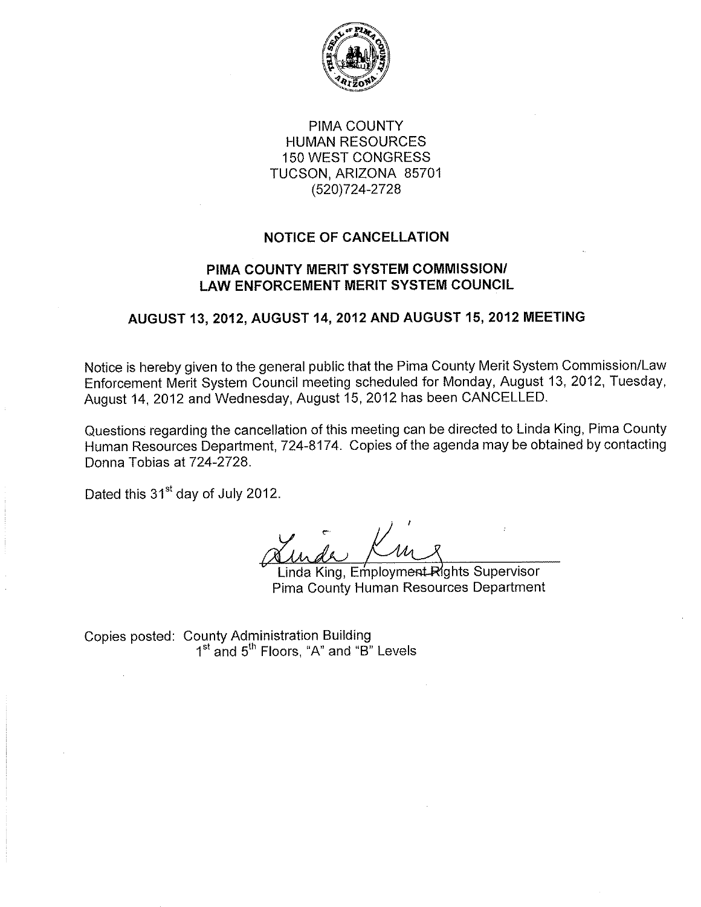PIMA COUNTY
HUMAN RESOURCES
150 WEST CONGRESS
TUCSON, ARIZONA 85701
(520)724-2728

## NOTICE OF CANCELLATION

## PIMA COUNTY MERIT SYSTEM COMMISSION/ LAW ENFORCEMENT MERIT SYSTEM COUNCIL

## AUGUST 13, 2012, AUGUST 14, 2012 AND AUGUST 15, 2012 MEETING

Notice is hereby given to the general public that the Pima County Merit System Commission/Law Enforcement Merit System Council meeting scheduled for Monday, August 13, 2012, Tuesday, August 14, 2012 and Wednesday, August 15, 2012 has been CANCELLED.

Questions regarding the cancellation of this meeting can be directed to Linda King, Pima County Human Resources Department, 724-8174. Copies of the agenda may be obtained by contacting Donna Tobias at 724-2728.

Dated this 31st day of July 2012.

Linda King, Employment Rights Supervisor
Pima County Human Resources Department

Copies posted: County Administration Building
1st and 5th Floors, "A" and "B" Levels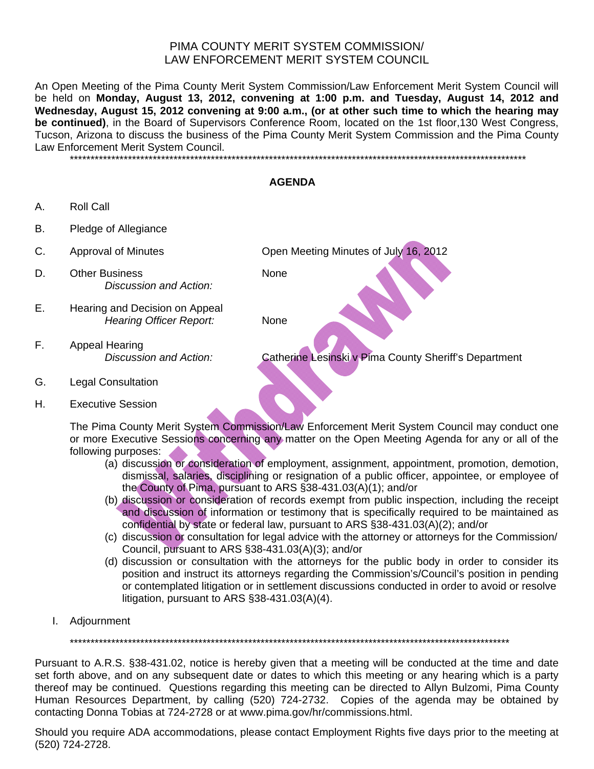PIMA COUNTY MERIT SYSTEM COMMISSION/
LAW ENFORCEMENT MERIT SYSTEM COUNCIL

An Open Meeting of the Pima County Merit System Commission/Law Enforcement Merit System Council will be held on **Monday, August 13, 2012, convening at 1:00 p.m. and Tuesday, August 14, 2012 and Wednesday, August 15, 2012 convening at 9:00 a.m., (or at other such time to which the hearing may be continued)**, in the Board of Supervisors Conference Room, located on the 1st floor,130 West Congress, Tucson, Arizona to discuss the business of the Pima County Merit System Commission and the Pima County Law Enforcement Merit System Council.

\*\*\*\*\*\*\*\*\*\*\*\*\*\*\*\*\*\*\*\*\*\*\*\*\*\*\*\*\*\*\*\*\*\*\*\*\*\*\*\*\*\*\*\*\*\*\*\*\*\*\*\*\*\*\*\*\*\*\*\*\*\*\*\*\*\*\*\*\*\*\*\*\*\*\*\*\*\*\*\*\*\*\*\*\*\*\*\*\*\*\*\*\*\*\*\*\*\*\*\*\*\*\*\*\*\*

**AGENDA**

Withdrawn

A. Roll Call

B. Pledge of Allegiance

C. Approval of Minutes — Open Meeting Minutes of July 16, 2012

D. Other Business
*Discussion and Action:* None

E. Hearing and Decision on Appeal
*Hearing Officer Report:* None

F. Appeal Hearing
*Discussion and Action:* Catherine Lesinski v Pima County Sheriff's Department

G. Legal Consultation

H. Executive Session

The Pima County Merit System Commission/Law Enforcement Merit System Council may conduct one or more Executive Sessions concerning any matter on the Open Meeting Agenda for any or all of the following purposes:

(a) discussion or consideration of employment, assignment, appointment, promotion, demotion, dismissal, salaries, disciplining or resignation of a public officer, appointee, or employee of the County of Pima, pursuant to ARS §38-431.03(A)(1); and/or

(b) discussion or consideration of records exempt from public inspection, including the receipt and discussion of information or testimony that is specifically required to be maintained as confidential by state or federal law, pursuant to ARS §38-431.03(A)(2); and/or

(c) discussion or consultation for legal advice with the attorney or attorneys for the Commission/ Council, pursuant to ARS §38-431.03(A)(3); and/or

(d) discussion or consultation with the attorneys for the public body in order to consider its position and instruct its attorneys regarding the Commission's/Council's position in pending or contemplated litigation or in settlement discussions conducted in order to avoid or resolve litigation, pursuant to ARS §38-431.03(A)(4).

I. Adjournment

\*\*\*\*\*\*\*\*\*\*\*\*\*\*\*\*\*\*\*\*\*\*\*\*\*\*\*\*\*\*\*\*\*\*\*\*\*\*\*\*\*\*\*\*\*\*\*\*\*\*\*\*\*\*\*\*\*\*\*\*\*\*\*\*\*\*\*\*\*\*\*\*\*\*\*\*\*\*\*\*\*\*\*\*\*\*\*\*\*\*\*\*\*\*\*\*\*\*\*\*\*\*\*

Pursuant to A.R.S. §38-431.02, notice is hereby given that a meeting will be conducted at the time and date set forth above, and on any subsequent date or dates to which this meeting or any hearing which is a party thereof may be continued. Questions regarding this meeting can be directed to Allyn Bulzomi, Pima County Human Resources Department, by calling (520) 724-2732. Copies of the agenda may be obtained by contacting Donna Tobias at 724-2728 or at www.pima.gov/hr/commissions.html.

Should you require ADA accommodations, please contact Employment Rights five days prior to the meeting at (520) 724-2728.